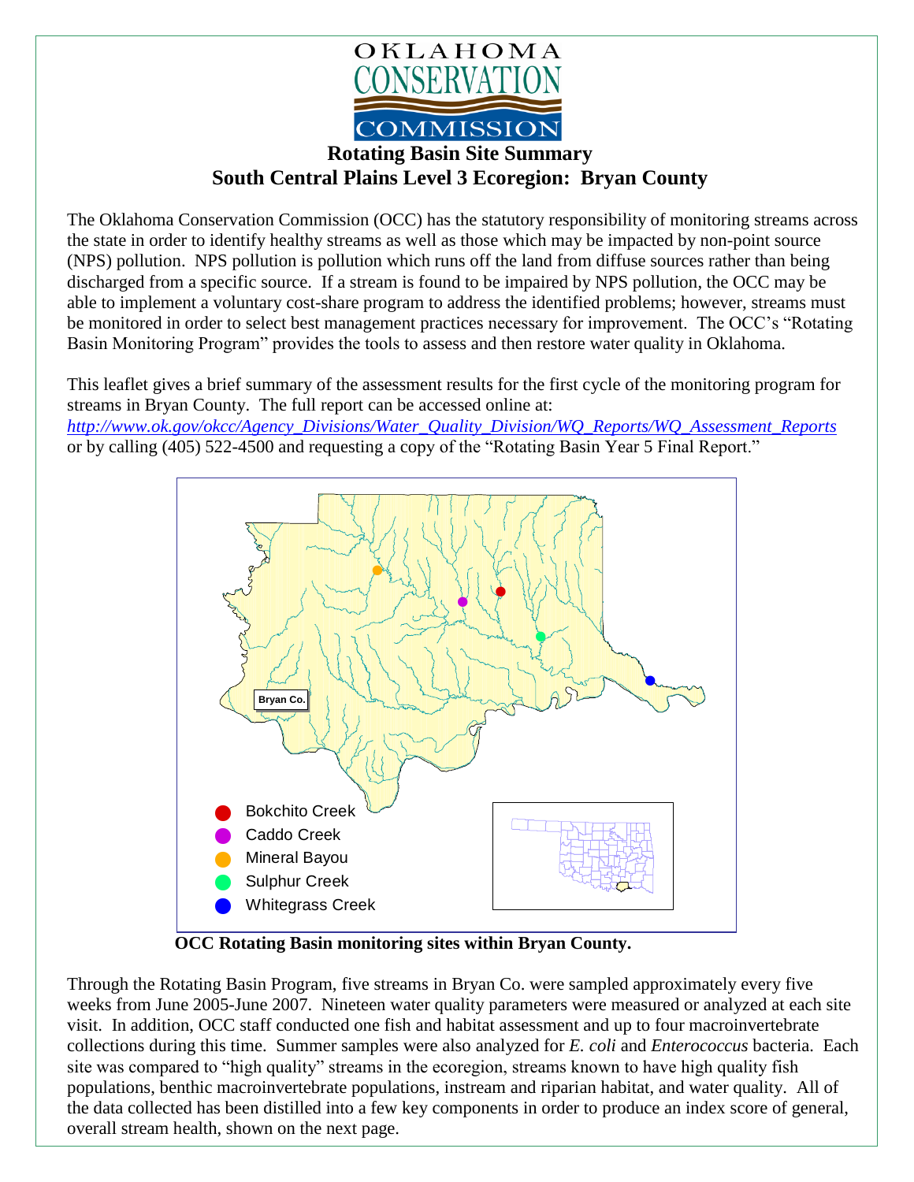OKLAHOMA CONSERVATION COMMISSION

# Rotating Basin Site Summary
## South Central Plains Level 3 Ecoregion: Bryan County

The Oklahoma Conservation Commission (OCC) has the statutory responsibility of monitoring streams across the state in order to identify healthy streams as well as those which may be impacted by non-point source (NPS) pollution. NPS pollution is pollution which runs off the land from diffuse sources rather than being discharged from a specific source. If a stream is found to be impaired by NPS pollution, the OCC may be able to implement a voluntary cost-share program to address the identified problems; however, streams must be monitored in order to select best management practices necessary for improvement. The OCC's "Rotating Basin Monitoring Program" provides the tools to assess and then restore water quality in Oklahoma.

This leaflet gives a brief summary of the assessment results for the first cycle of the monitoring program for streams in Bryan County. The full report can be accessed online at: *http://www.ok.gov/okcc/Agency_Divisions/Water_Quality_Division/WQ_Reports/WQ_Assessment_Reports* or by calling (405) 522-4500 and requesting a copy of the "Rotating Basin Year 5 Final Report."

Bryan Co.

- Bokchito Creek
- Caddo Creek
- Mineral Bayou
- Sulphur Creek
- Whitegrass Creek

**OCC Rotating Basin monitoring sites within Bryan County.**

Through the Rotating Basin Program, five streams in Bryan Co. were sampled approximately every five weeks from June 2005-June 2007. Nineteen water quality parameters were measured or analyzed at each site visit. In addition, OCC staff conducted one fish and habitat assessment and up to four macroinvertebrate collections during this time. Summer samples were also analyzed for *E. coli* and *Enterococcus* bacteria. Each site was compared to "high quality" streams in the ecoregion, streams known to have high quality fish populations, benthic macroinvertebrate populations, instream and riparian habitat, and water quality. All of the data collected has been distilled into a few key components in order to produce an index score of general, overall stream health, shown on the next page.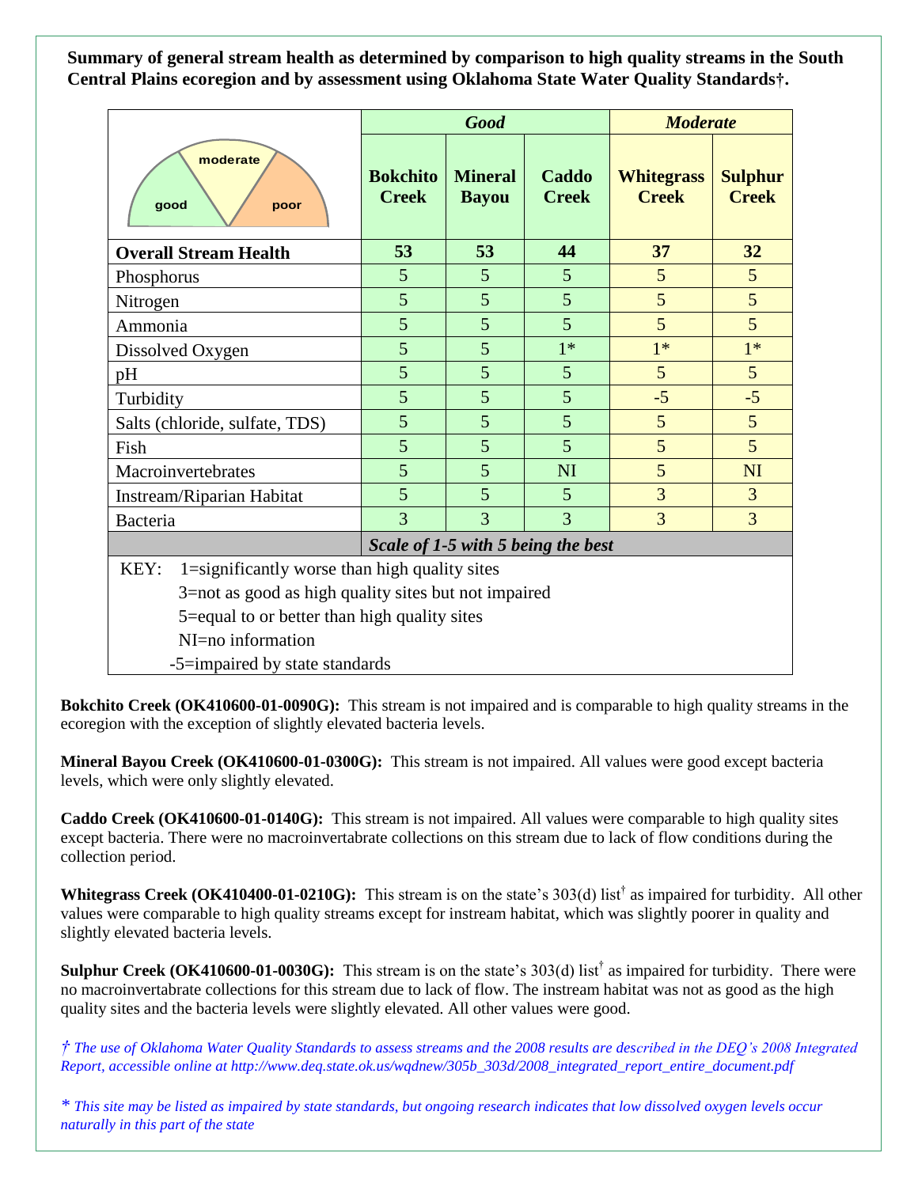**Summary of general stream health as determined by comparison to high quality streams in the South Central Plains ecoregion and by assessment using Oklahoma State Water Quality Standards†.**

| | *Good* | | | *Moderate* | |
|---|---|---|---|---|---|
| | **Bokchito Creek** | **Mineral Bayou** | **Caddo Creek** | **Whitegrass Creek** | **Sulphur Creek** |
| **Overall Stream Health** | **53** | **53** | **44** | **37** | **32** |
| Phosphorus | 5 | 5 | 5 | 5 | 5 |
| Nitrogen | 5 | 5 | 5 | 5 | 5 |
| Ammonia | 5 | 5 | 5 | 5 | 5 |
| Dissolved Oxygen | 5 | 5 | 1* | 1* | 1* |
| pH | 5 | 5 | 5 | 5 | 5 |
| Turbidity | 5 | 5 | 5 | -5 | -5 |
| Salts (chloride, sulfate, TDS) | 5 | 5 | 5 | 5 | 5 |
| Fish | 5 | 5 | 5 | 5 | 5 |
| Macroinvertebrates | 5 | 5 | NI | 5 | NI |
| Instream/Riparian Habitat | 5 | 5 | 5 | 3 | 3 |
| Bacteria | 3 | 3 | 3 | 3 | 3 |
| | *Scale of 1-5 with 5 being the best* | | | | |

KEY: 1=significantly worse than high quality sites
3=not as good as high quality sites but not impaired
5=equal to or better than high quality sites
NI=no information
-5=impaired by state standards

**Bokchito Creek (OK410600-01-0090G):** This stream is not impaired and is comparable to high quality streams in the ecoregion with the exception of slightly elevated bacteria levels.

**Mineral Bayou Creek (OK410600-01-0300G):** This stream is not impaired. All values were good except bacteria levels, which were only slightly elevated.

**Caddo Creek (OK410600-01-0140G):** This stream is not impaired. All values were comparable to high quality sites except bacteria. There were no macroinvertabrate collections on this stream due to lack of flow conditions during the collection period.

**Whitegrass Creek (OK410400-01-0210G):** This stream is on the state's 303(d) list† as impaired for turbidity. All other values were comparable to high quality streams except for instream habitat, which was slightly poorer in quality and slightly elevated bacteria levels.

**Sulphur Creek (OK410600-01-0030G):** This stream is on the state's 303(d) list† as impaired for turbidity. There were no macroinvertabrate collections for this stream due to lack of flow. The instream habitat was not as good as the high quality sites and the bacteria levels were slightly elevated. All other values were good.

*† The use of Oklahoma Water Quality Standards to assess streams and the 2008 results are described in the DEQ's 2008 Integrated Report, accessible online at http://www.deq.state.ok.us/wqdnew/305b_303d/2008_integrated_report_entire_document.pdf*

*\* This site may be listed as impaired by state standards, but ongoing research indicates that low dissolved oxygen levels occur naturally in this part of the state*